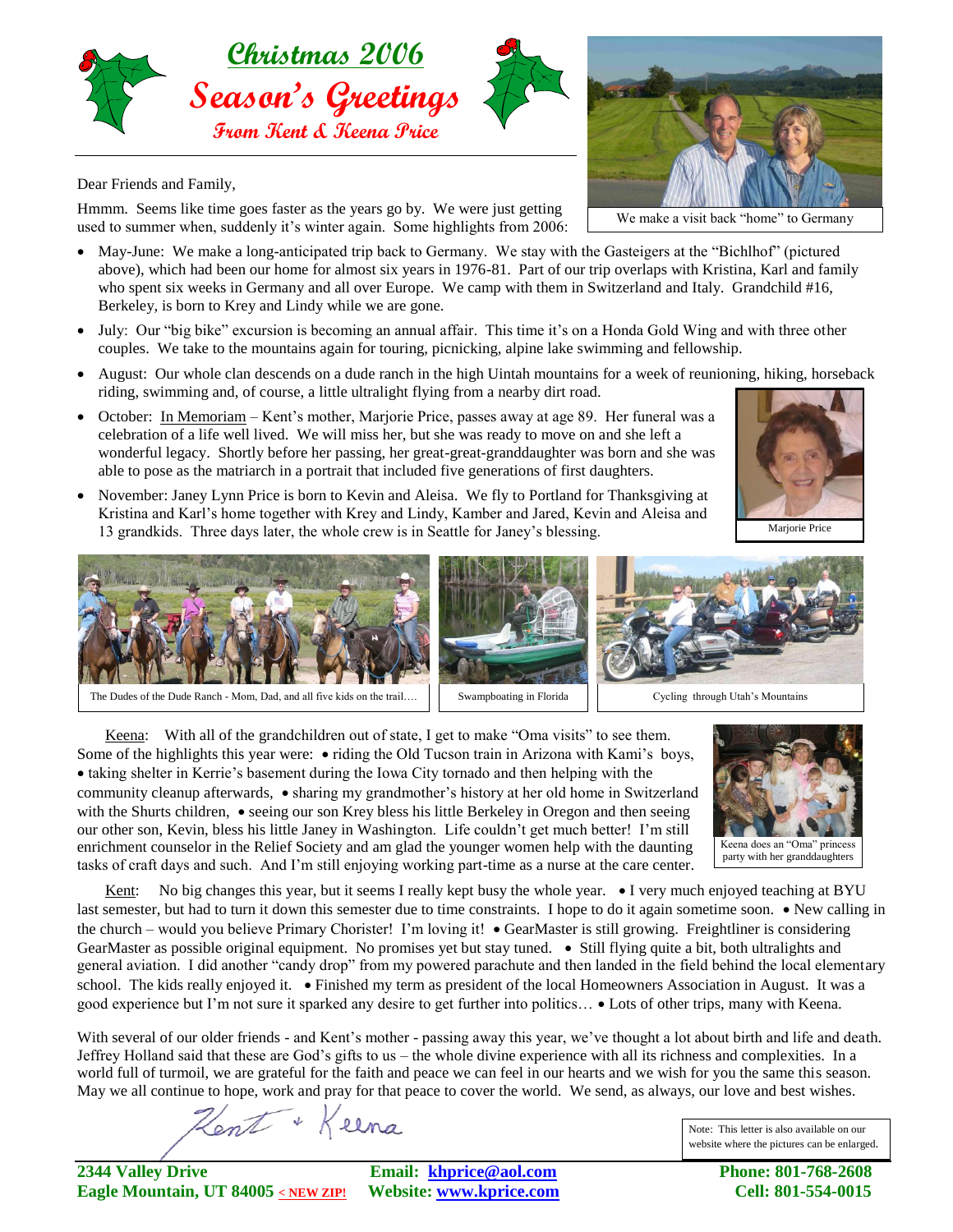# Christmas 2006

# Season's Greetings

## From Kent & Keena Price

We make a visit back "home" to Germany

Dear Friends and Family,

Hmmm. Seems like time goes faster as the years go by. We were just getting used to summer when, suddenly it's winter again. Some highlights from 2006:

- May-June: We make a long-anticipated trip back to Germany. We stay with the Gasteigers at the "Bichlhof" (pictured above), which had been our home for almost six years in 1976-81. Part of our trip overlaps with Kristina, Karl and family who spent six weeks in Germany and all over Europe. We camp with them in Switzerland and Italy. Grandchild #16, Berkeley, is born to Krey and Lindy while we are gone.
- July: Our "big bike" excursion is becoming an annual affair. This time it's on a Honda Gold Wing and with three other couples. We take to the mountains again for touring, picnicking, alpine lake swimming and fellowship.
- August: Our whole clan descends on a dude ranch in the high Uintah mountains for a week of reunioning, hiking, horseback riding, swimming and, of course, a little ultralight flying from a nearby dirt road.
- October: In Memoriam – Kent's mother, Marjorie Price, passes away at age 89. Her funeral was a celebration of a life well lived. We will miss her, but she was ready to move on and she left a wonderful legacy. Shortly before her passing, her great-great-granddaughter was born and she was able to pose as the matriarch in a portrait that included five generations of first daughters.
- November: Janey Lynn Price is born to Kevin and Aleisa. We fly to Portland for Thanksgiving at Kristina and Karl's home together with Krey and Lindy, Kamber and Jared, Kevin and Aleisa and 13 grandkids. Three days later, the whole crew is in Seattle for Janey's blessing.

Marjorie Price

The Dudes of the Dude Ranch - Mom, Dad, and all five kids on the trail….

Swampboating in Florida

Cycling through Utah's Mountains

Keena: With all of the grandchildren out of state, I get to make "Oma visits" to see them. Some of the highlights this year were: • riding the Old Tucson train in Arizona with Kami's boys, • taking shelter in Kerrie's basement during the Iowa City tornado and then helping with the community cleanup afterwards, • sharing my grandmother's history at her old home in Switzerland with the Shurts children, • seeing our son Krey bless his little Berkeley in Oregon and then seeing our other son, Kevin, bless his little Janey in Washington. Life couldn't get much better! I'm still enrichment counselor in the Relief Society and am glad the younger women help with the daunting tasks of craft days and such. And I'm still enjoying working part-time as a nurse at the care center.

Keena does an "Oma" princess party with her granddaughters

Kent: No big changes this year, but it seems I really kept busy the whole year. • I very much enjoyed teaching at BYU last semester, but had to turn it down this semester due to time constraints. I hope to do it again sometime soon. • New calling in the church – would you believe Primary Chorister! I'm loving it! • GearMaster is still growing. Freightliner is considering GearMaster as possible original equipment. No promises yet but stay tuned. • Still flying quite a bit, both ultralights and general aviation. I did another "candy drop" from my powered parachute and then landed in the field behind the local elementary school. The kids really enjoyed it. • Finished my term as president of the local Homeowners Association in August. It was a good experience but I'm not sure it sparked any desire to get further into politics… • Lots of other trips, many with Keena.

With several of our older friends - and Kent's mother - passing away this year, we've thought a lot about birth and life and death. Jeffrey Holland said that these are God's gifts to us – the whole divine experience with all its richness and complexities. In a world full of turmoil, we are grateful for the faith and peace we can feel in our hearts and we wish for you the same this season. May we all continue to hope, work and pray for that peace to cover the world. We send, as always, our love and best wishes.

Kent + Keena

Note: This letter is also available on our website where the pictures can be enlarged.

**2344 Valley Drive**
**Eagle Mountain, UT 84005** **< NEW ZIP!**

**Email: khprice@aol.com**
**Website: www.kprice.com**

**Phone: 801-768-2608**
**Cell: 801-554-0015**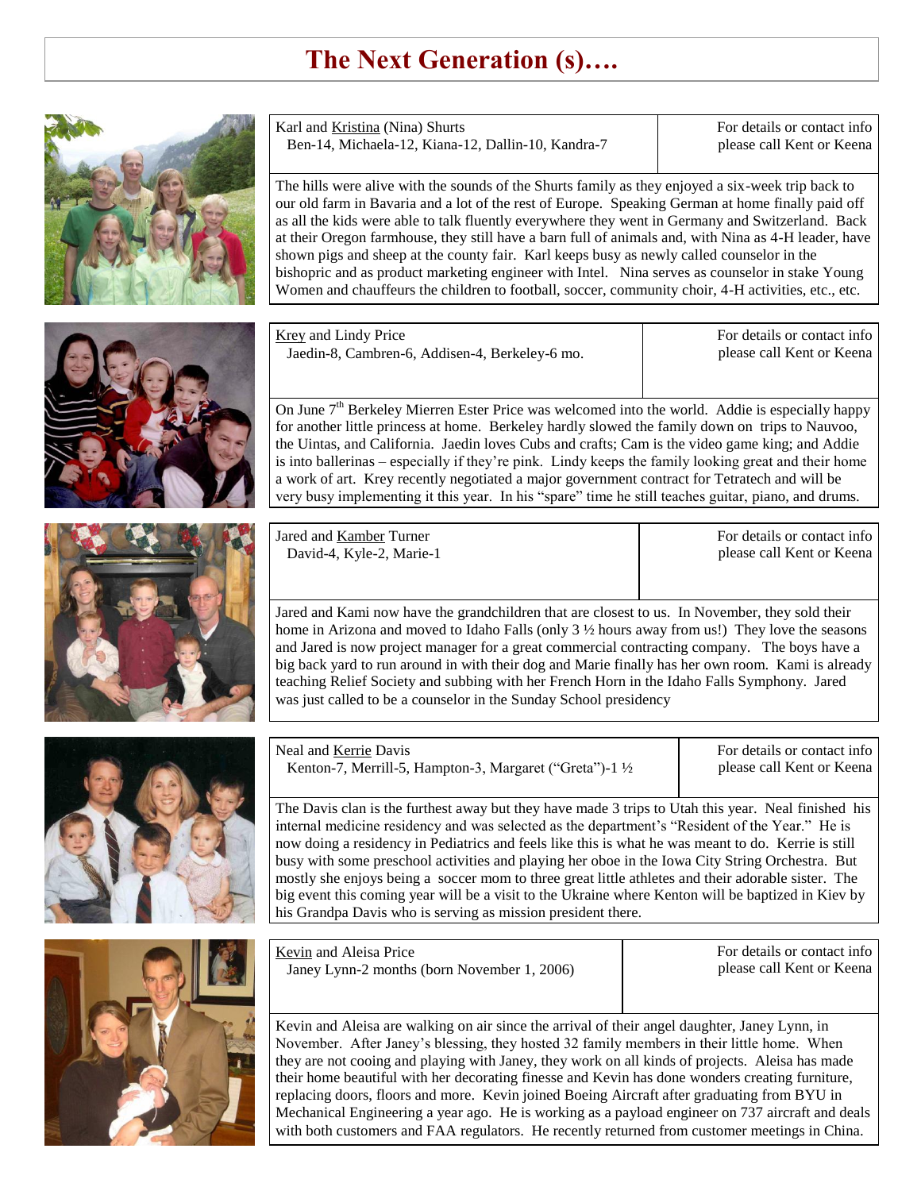# The Next Generation (s)….

Karl and Kristina (Nina) Shurts
Ben-14, Michaela-12, Kiana-12, Dallin-10, Kandra-7

For details or contact info please call Kent or Keena

The hills were alive with the sounds of the Shurts family as they enjoyed a six-week trip back to our old farm in Bavaria and a lot of the rest of Europe. Speaking German at home finally paid off as all the kids were able to talk fluently everywhere they went in Germany and Switzerland. Back at their Oregon farmhouse, they still have a barn full of animals and, with Nina as 4-H leader, have shown pigs and sheep at the county fair. Karl keeps busy as newly called counselor in the bishopric and as product marketing engineer with Intel. Nina serves as counselor in stake Young Women and chauffeurs the children to football, soccer, community choir, 4-H activities, etc., etc.

Krey and Lindy Price
Jaedin-8, Cambren-6, Addisen-4, Berkeley-6 mo.

For details or contact info please call Kent or Keena

On June 7th Berkeley Mierren Ester Price was welcomed into the world. Addie is especially happy for another little princess at home. Berkeley hardly slowed the family down on trips to Nauvoo, the Uintas, and California. Jaedin loves Cubs and crafts; Cam is the video game king; and Addie is into ballerinas – especially if they're pink. Lindy keeps the family looking great and their home a work of art. Krey recently negotiated a major government contract for Tetratech and will be very busy implementing it this year. In his "spare" time he still teaches guitar, piano, and drums.

Jared and Kamber Turner
David-4, Kyle-2, Marie-1

For details or contact info please call Kent or Keena

Jared and Kami now have the grandchildren that are closest to us. In November, they sold their home in Arizona and moved to Idaho Falls (only 3 ½ hours away from us!) They love the seasons and Jared is now project manager for a great commercial contracting company. The boys have a big back yard to run around in with their dog and Marie finally has her own room. Kami is already teaching Relief Society and subbing with her French Horn in the Idaho Falls Symphony. Jared was just called to be a counselor in the Sunday School presidency

Neal and Kerrie Davis
Kenton-7, Merrill-5, Hampton-3, Margaret ("Greta")-1 ½

For details or contact info please call Kent or Keena

The Davis clan is the furthest away but they have made 3 trips to Utah this year. Neal finished his internal medicine residency and was selected as the department's "Resident of the Year." He is now doing a residency in Pediatrics and feels like this is what he was meant to do. Kerrie is still busy with some preschool activities and playing her oboe in the Iowa City String Orchestra. But mostly she enjoys being a soccer mom to three great little athletes and their adorable sister. The big event this coming year will be a visit to the Ukraine where Kenton will be baptized in Kiev by his Grandpa Davis who is serving as mission president there.

Kevin and Aleisa Price
Janey Lynn-2 months (born November 1, 2006)

For details or contact info please call Kent or Keena

Kevin and Aleisa are walking on air since the arrival of their angel daughter, Janey Lynn, in November. After Janey's blessing, they hosted 32 family members in their little home. When they are not cooing and playing with Janey, they work on all kinds of projects. Aleisa has made their home beautiful with her decorating finesse and Kevin has done wonders creating furniture, replacing doors, floors and more. Kevin joined Boeing Aircraft after graduating from BYU in Mechanical Engineering a year ago. He is working as a payload engineer on 737 aircraft and deals with both customers and FAA regulators. He recently returned from customer meetings in China.